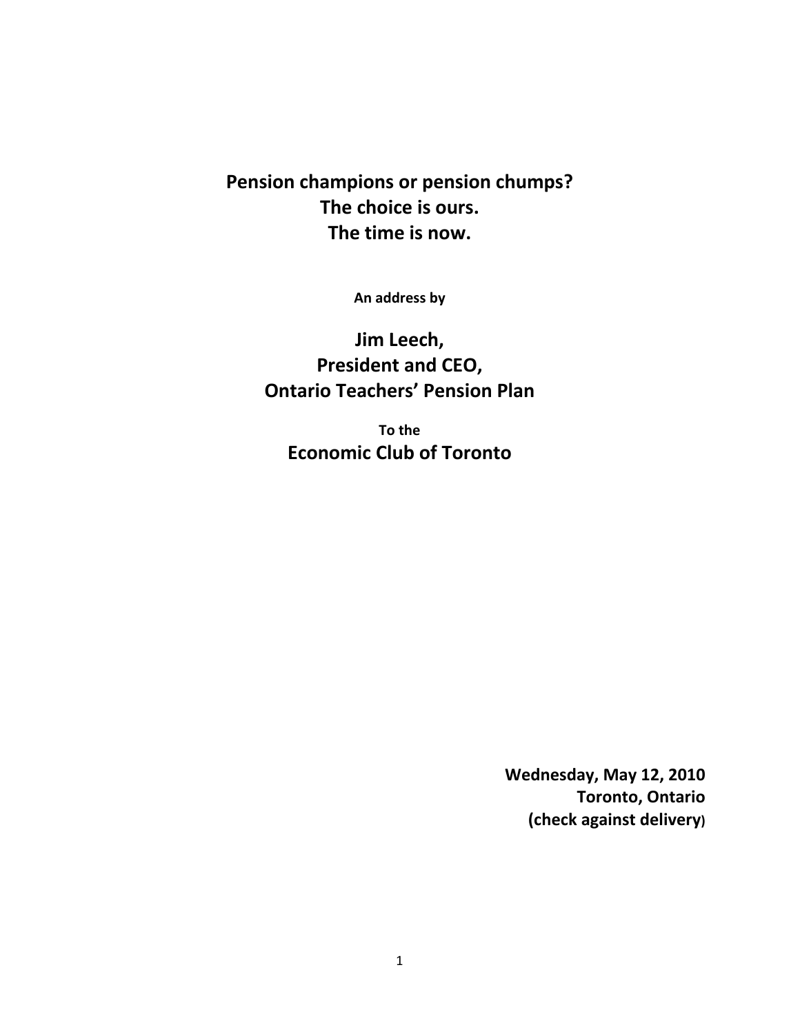# Pension champions or pension chumps?
# The choice is ours.
# The time is now.

**An address by**

## Jim Leech,
## President and CEO,
## Ontario Teachers' Pension Plan

**To the**

## Economic Club of Toronto

**Wednesday, May 12, 2010**
**Toronto, Ontario**
**(check against delivery)**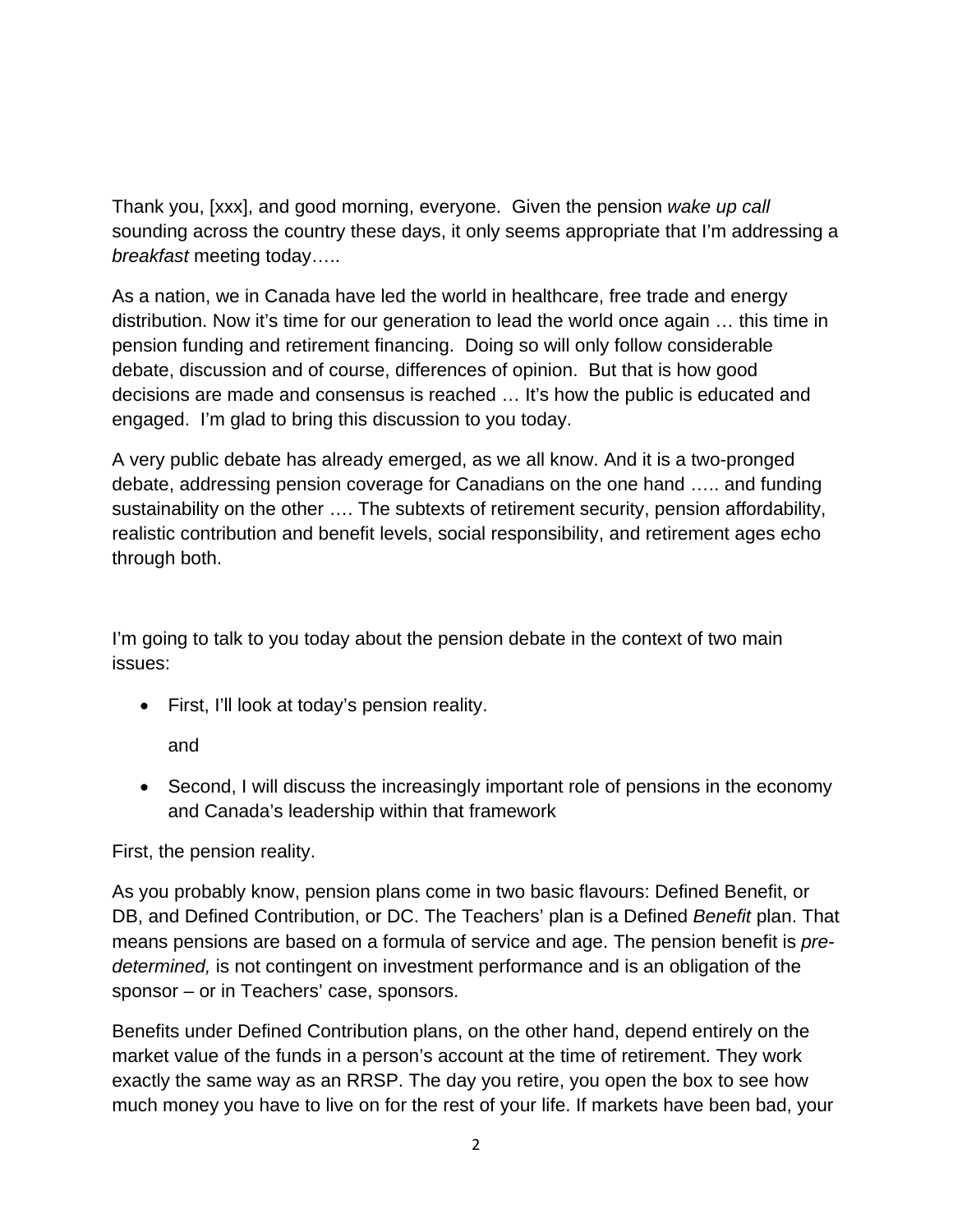Thank you, [xxx], and good morning, everyone. Given the pension *wake up call* sounding across the country these days, it only seems appropriate that I'm addressing a *breakfast* meeting today…..

As a nation, we in Canada have led the world in healthcare, free trade and energy distribution. Now it's time for our generation to lead the world once again … this time in pension funding and retirement financing. Doing so will only follow considerable debate, discussion and of course, differences of opinion. But that is how good decisions are made and consensus is reached … It's how the public is educated and engaged. I'm glad to bring this discussion to you today.

A very public debate has already emerged, as we all know. And it is a two-pronged debate, addressing pension coverage for Canadians on the one hand ….. and funding sustainability on the other …. The subtexts of retirement security, pension affordability, realistic contribution and benefit levels, social responsibility, and retirement ages echo through both.

I'm going to talk to you today about the pension debate in the context of two main issues:

- First, I'll look at today's pension reality.

  and

- Second, I will discuss the increasingly important role of pensions in the economy and Canada's leadership within that framework

First, the pension reality.

As you probably know, pension plans come in two basic flavours: Defined Benefit, or DB, and Defined Contribution, or DC. The Teachers' plan is a Defined *Benefit* plan. That means pensions are based on a formula of service and age. The pension benefit is *pre-determined,* is not contingent on investment performance and is an obligation of the sponsor – or in Teachers' case, sponsors.

Benefits under Defined Contribution plans, on the other hand, depend entirely on the market value of the funds in a person's account at the time of retirement. They work exactly the same way as an RRSP. The day you retire, you open the box to see how much money you have to live on for the rest of your life. If markets have been bad, your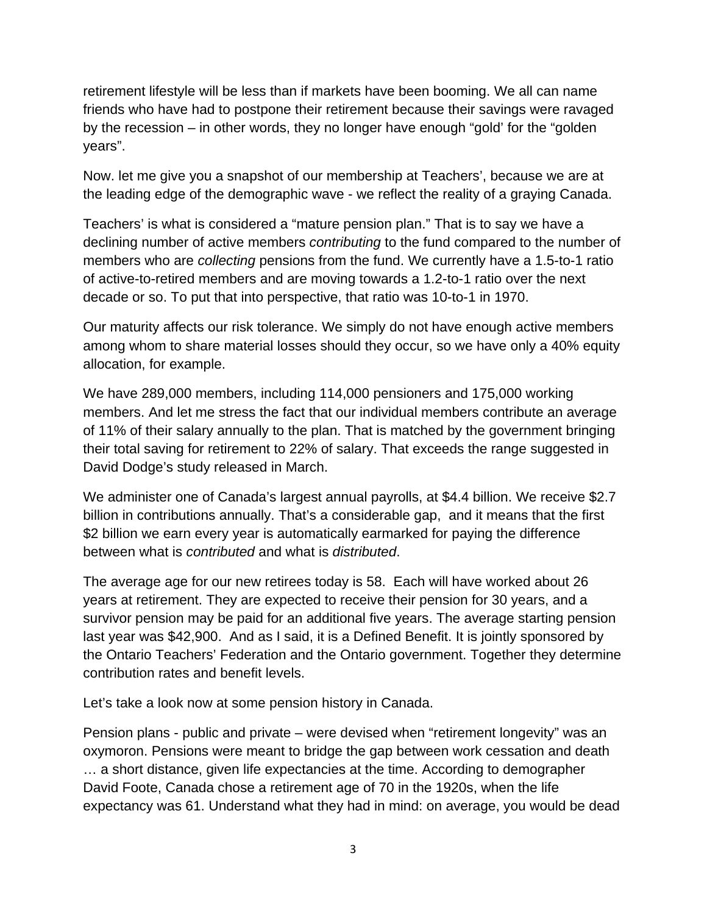retirement lifestyle will be less than if markets have been booming. We all can name friends who have had to postpone their retirement because their savings were ravaged by the recession – in other words, they no longer have enough "gold' for the "golden years".

Now. let me give you a snapshot of our membership at Teachers', because we are at the leading edge of the demographic wave - we reflect the reality of a graying Canada.

Teachers' is what is considered a "mature pension plan." That is to say we have a declining number of active members *contributing* to the fund compared to the number of members who are *collecting* pensions from the fund. We currently have a 1.5-to-1 ratio of active-to-retired members and are moving towards a 1.2-to-1 ratio over the next decade or so. To put that into perspective, that ratio was 10-to-1 in 1970.

Our maturity affects our risk tolerance. We simply do not have enough active members among whom to share material losses should they occur, so we have only a 40% equity allocation, for example.

We have 289,000 members, including 114,000 pensioners and 175,000 working members. And let me stress the fact that our individual members contribute an average of 11% of their salary annually to the plan. That is matched by the government bringing their total saving for retirement to 22% of salary. That exceeds the range suggested in David Dodge's study released in March.

We administer one of Canada's largest annual payrolls, at $4.4 billion. We receive $2.7 billion in contributions annually. That's a considerable gap, and it means that the first $2 billion we earn every year is automatically earmarked for paying the difference between what is *contributed* and what is *distributed*.

The average age for our new retirees today is 58. Each will have worked about 26 years at retirement. They are expected to receive their pension for 30 years, and a survivor pension may be paid for an additional five years. The average starting pension last year was $42,900. And as I said, it is a Defined Benefit. It is jointly sponsored by the Ontario Teachers' Federation and the Ontario government. Together they determine contribution rates and benefit levels.

Let's take a look now at some pension history in Canada.

Pension plans - public and private – were devised when "retirement longevity" was an oxymoron. Pensions were meant to bridge the gap between work cessation and death … a short distance, given life expectancies at the time. According to demographer David Foote, Canada chose a retirement age of 70 in the 1920s, when the life expectancy was 61. Understand what they had in mind: on average, you would be dead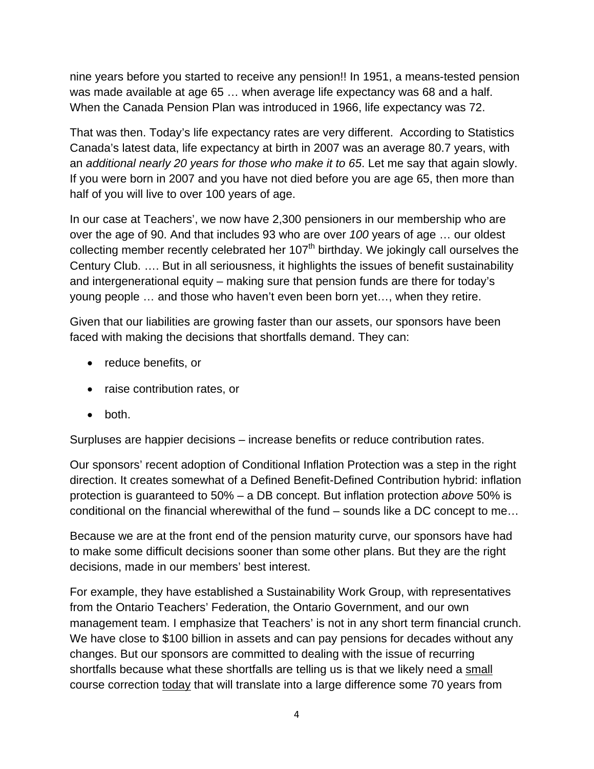nine years before you started to receive any pension!! In 1951, a means-tested pension was made available at age 65 … when average life expectancy was 68 and a half. When the Canada Pension Plan was introduced in 1966, life expectancy was 72.

That was then. Today's life expectancy rates are very different. According to Statistics Canada's latest data, life expectancy at birth in 2007 was an average 80.7 years, with an *additional nearly 20 years for those who make it to 65*. Let me say that again slowly. If you were born in 2007 and you have not died before you are age 65, then more than half of you will live to over 100 years of age.

In our case at Teachers', we now have 2,300 pensioners in our membership who are over the age of 90. And that includes 93 who are over *100* years of age … our oldest collecting member recently celebrated her 107th birthday. We jokingly call ourselves the Century Club. …. But in all seriousness, it highlights the issues of benefit sustainability and intergenerational equity – making sure that pension funds are there for today's young people … and those who haven't even been born yet…, when they retire.

Given that our liabilities are growing faster than our assets, our sponsors have been faced with making the decisions that shortfalls demand. They can:

- reduce benefits, or
- raise contribution rates, or
- both.

Surpluses are happier decisions – increase benefits or reduce contribution rates.

Our sponsors' recent adoption of Conditional Inflation Protection was a step in the right direction. It creates somewhat of a Defined Benefit-Defined Contribution hybrid: inflation protection is guaranteed to 50% – a DB concept. But inflation protection *above* 50% is conditional on the financial wherewithal of the fund – sounds like a DC concept to me…

Because we are at the front end of the pension maturity curve, our sponsors have had to make some difficult decisions sooner than some other plans. But they are the right decisions, made in our members' best interest.

For example, they have established a Sustainability Work Group, with representatives from the Ontario Teachers' Federation, the Ontario Government, and our own management team. I emphasize that Teachers' is not in any short term financial crunch. We have close to $100 billion in assets and can pay pensions for decades without any changes. But our sponsors are committed to dealing with the issue of recurring shortfalls because what these shortfalls are telling us is that we likely need a <u>small</u> course correction <u>today</u> that will translate into a large difference some 70 years from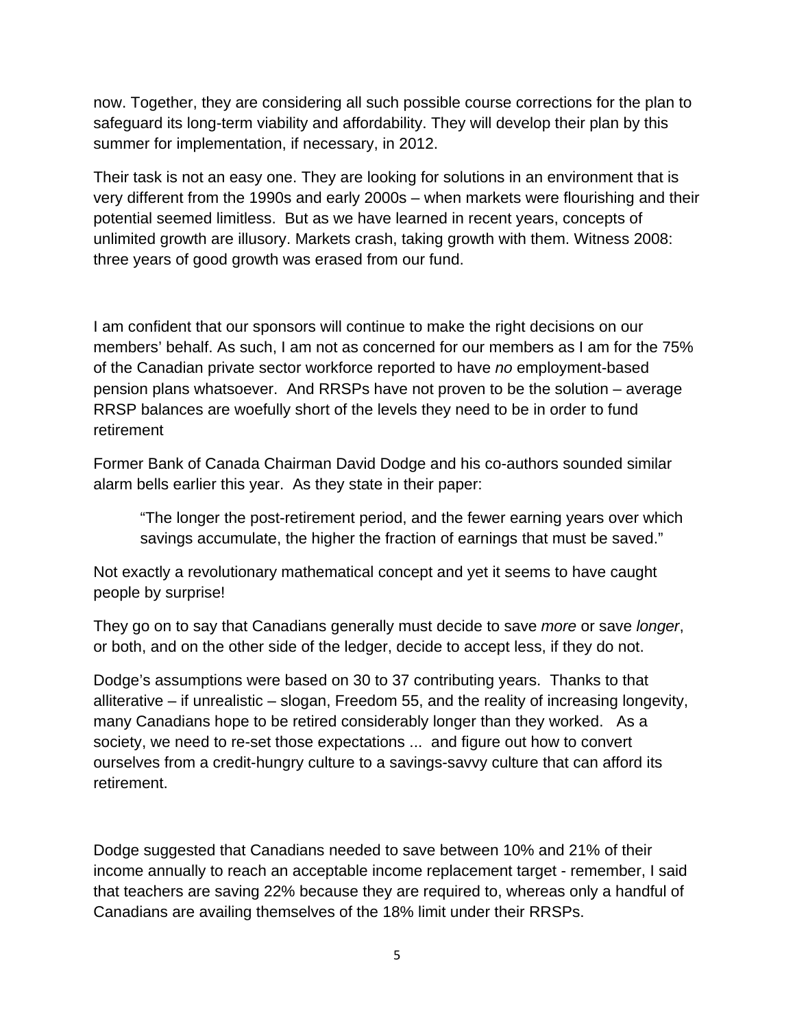now. Together, they are considering all such possible course corrections for the plan to safeguard its long-term viability and affordability. They will develop their plan by this summer for implementation, if necessary, in 2012.

Their task is not an easy one. They are looking for solutions in an environment that is very different from the 1990s and early 2000s – when markets were flourishing and their potential seemed limitless. But as we have learned in recent years, concepts of unlimited growth are illusory. Markets crash, taking growth with them. Witness 2008: three years of good growth was erased from our fund.

I am confident that our sponsors will continue to make the right decisions on our members' behalf. As such, I am not as concerned for our members as I am for the 75% of the Canadian private sector workforce reported to have *no* employment-based pension plans whatsoever. And RRSPs have not proven to be the solution – average RRSP balances are woefully short of the levels they need to be in order to fund retirement

Former Bank of Canada Chairman David Dodge and his co-authors sounded similar alarm bells earlier this year. As they state in their paper:

> "The longer the post-retirement period, and the fewer earning years over which savings accumulate, the higher the fraction of earnings that must be saved."

Not exactly a revolutionary mathematical concept and yet it seems to have caught people by surprise!

They go on to say that Canadians generally must decide to save *more* or save *longer*, or both, and on the other side of the ledger, decide to accept less, if they do not.

Dodge's assumptions were based on 30 to 37 contributing years. Thanks to that alliterative – if unrealistic – slogan, Freedom 55, and the reality of increasing longevity, many Canadians hope to be retired considerably longer than they worked. As a society, we need to re-set those expectations ... and figure out how to convert ourselves from a credit-hungry culture to a savings-savvy culture that can afford its retirement.

Dodge suggested that Canadians needed to save between 10% and 21% of their income annually to reach an acceptable income replacement target - remember, I said that teachers are saving 22% because they are required to, whereas only a handful of Canadians are availing themselves of the 18% limit under their RRSPs.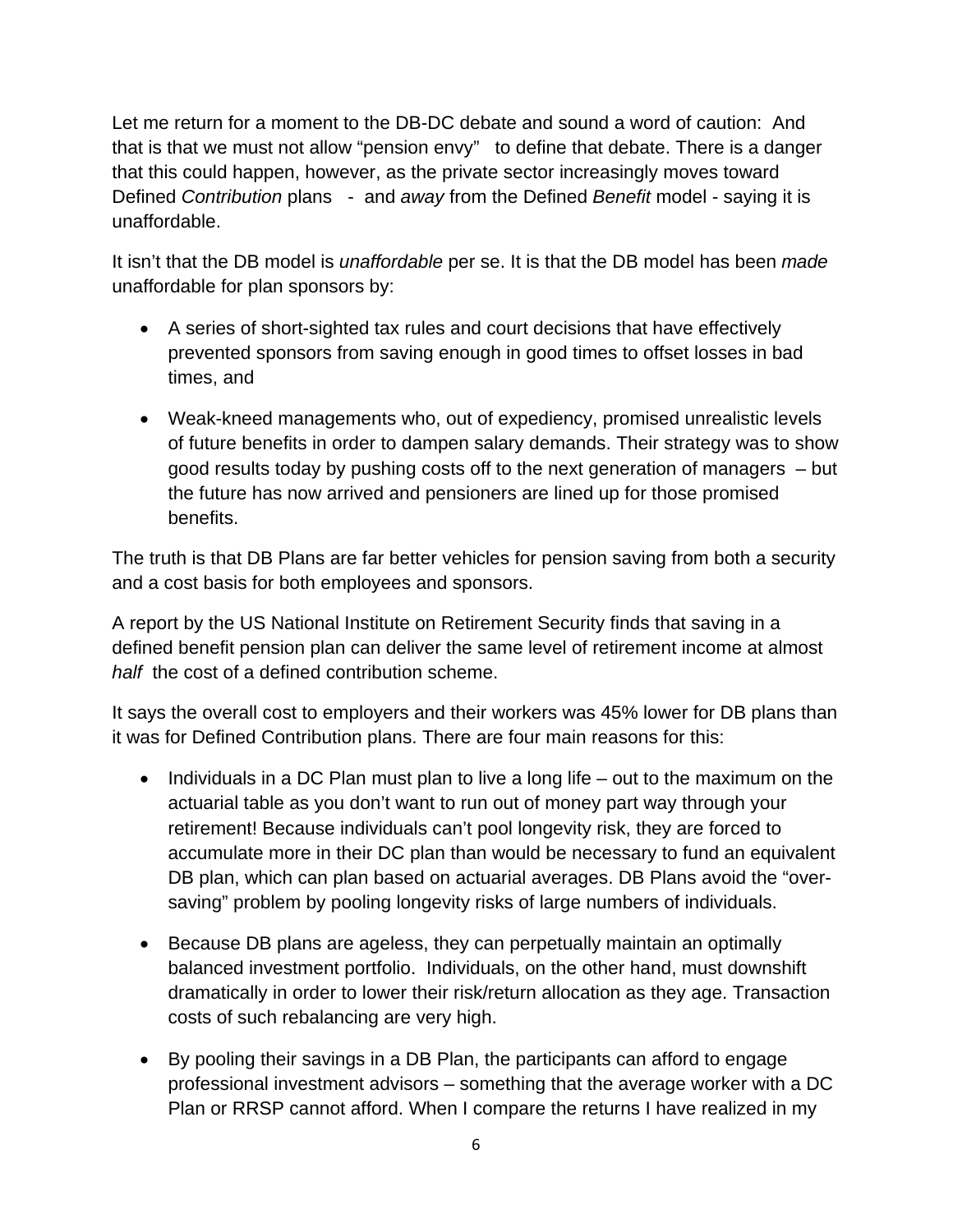Let me return for a moment to the DB-DC debate and sound a word of caution: And that is that we must not allow "pension envy" to define that debate. There is a danger that this could happen, however, as the private sector increasingly moves toward Defined *Contribution* plans - and *away* from the Defined *Benefit* model - saying it is unaffordable.

It isn't that the DB model is *unaffordable* per se. It is that the DB model has been *made* unaffordable for plan sponsors by:

- A series of short-sighted tax rules and court decisions that have effectively prevented sponsors from saving enough in good times to offset losses in bad times, and
- Weak-kneed managements who, out of expediency, promised unrealistic levels of future benefits in order to dampen salary demands. Their strategy was to show good results today by pushing costs off to the next generation of managers – but the future has now arrived and pensioners are lined up for those promised benefits.

The truth is that DB Plans are far better vehicles for pension saving from both a security and a cost basis for both employees and sponsors.

A report by the US National Institute on Retirement Security finds that saving in a defined benefit pension plan can deliver the same level of retirement income at almost *half* the cost of a defined contribution scheme.

It says the overall cost to employers and their workers was 45% lower for DB plans than it was for Defined Contribution plans. There are four main reasons for this:

- Individuals in a DC Plan must plan to live a long life – out to the maximum on the actuarial table as you don't want to run out of money part way through your retirement! Because individuals can't pool longevity risk, they are forced to accumulate more in their DC plan than would be necessary to fund an equivalent DB plan, which can plan based on actuarial averages. DB Plans avoid the "over-saving" problem by pooling longevity risks of large numbers of individuals.
- Because DB plans are ageless, they can perpetually maintain an optimally balanced investment portfolio. Individuals, on the other hand, must downshift dramatically in order to lower their risk/return allocation as they age. Transaction costs of such rebalancing are very high.
- By pooling their savings in a DB Plan, the participants can afford to engage professional investment advisors – something that the average worker with a DC Plan or RRSP cannot afford. When I compare the returns I have realized in my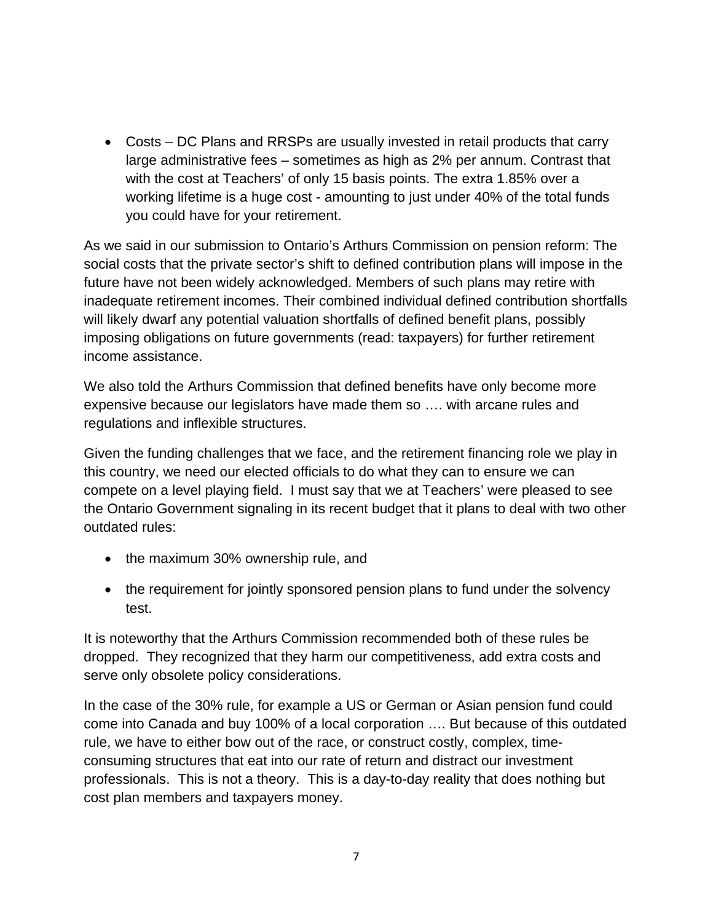- Costs – DC Plans and RRSPs are usually invested in retail products that carry large administrative fees – sometimes as high as 2% per annum. Contrast that with the cost at Teachers' of only 15 basis points. The extra 1.85% over a working lifetime is a huge cost - amounting to just under 40% of the total funds you could have for your retirement.

As we said in our submission to Ontario's Arthurs Commission on pension reform: The social costs that the private sector's shift to defined contribution plans will impose in the future have not been widely acknowledged. Members of such plans may retire with inadequate retirement incomes. Their combined individual defined contribution shortfalls will likely dwarf any potential valuation shortfalls of defined benefit plans, possibly imposing obligations on future governments (read: taxpayers) for further retirement income assistance.

We also told the Arthurs Commission that defined benefits have only become more expensive because our legislators have made them so …. with arcane rules and regulations and inflexible structures.

Given the funding challenges that we face, and the retirement financing role we play in this country, we need our elected officials to do what they can to ensure we can compete on a level playing field. I must say that we at Teachers' were pleased to see the Ontario Government signaling in its recent budget that it plans to deal with two other outdated rules:

- the maximum 30% ownership rule, and
- the requirement for jointly sponsored pension plans to fund under the solvency test.

It is noteworthy that the Arthurs Commission recommended both of these rules be dropped. They recognized that they harm our competitiveness, add extra costs and serve only obsolete policy considerations.

In the case of the 30% rule, for example a US or German or Asian pension fund could come into Canada and buy 100% of a local corporation …. But because of this outdated rule, we have to either bow out of the race, or construct costly, complex, time-consuming structures that eat into our rate of return and distract our investment professionals. This is not a theory. This is a day-to-day reality that does nothing but cost plan members and taxpayers money.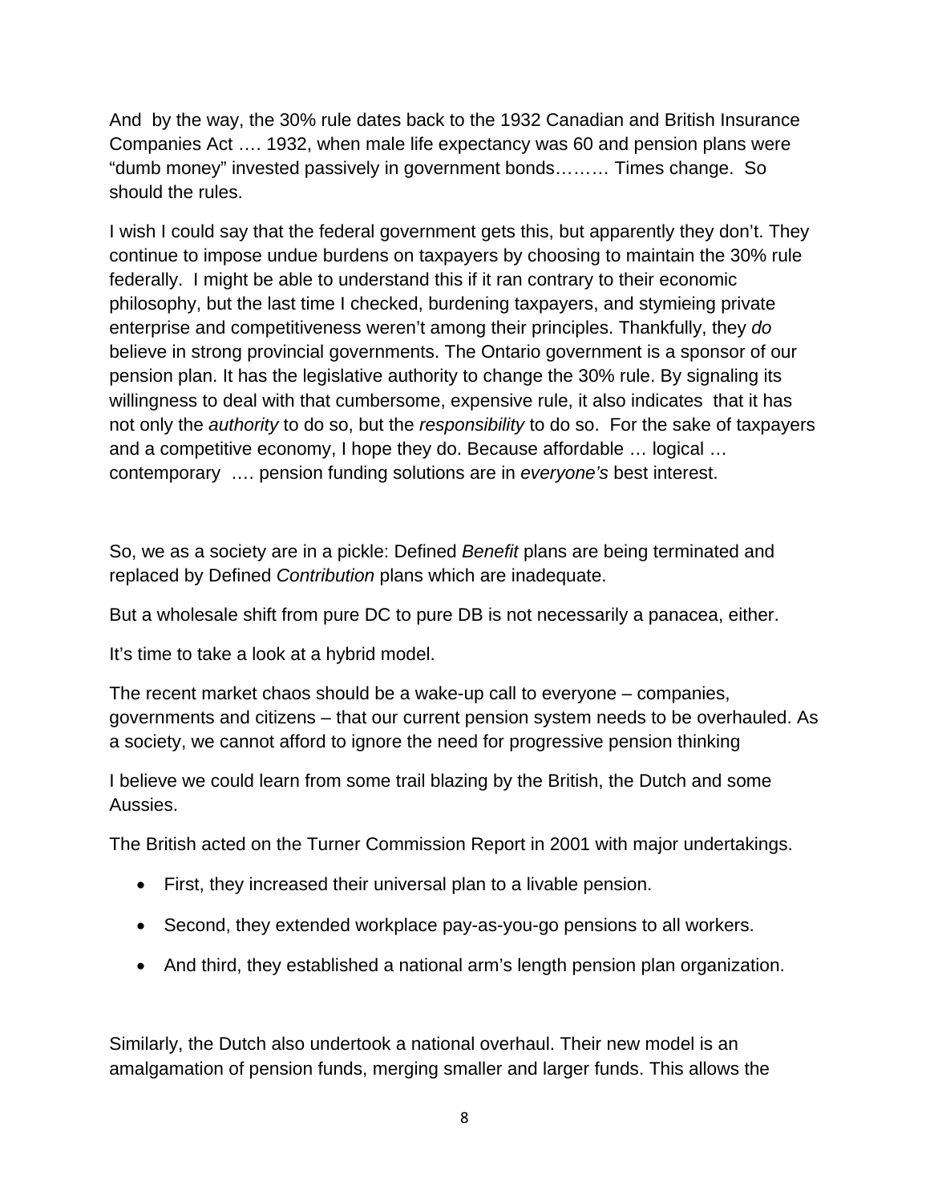And by the way, the 30% rule dates back to the 1932 Canadian and British Insurance Companies Act …. 1932, when male life expectancy was 60 and pension plans were "dumb money" invested passively in government bonds……… Times change. So should the rules.

I wish I could say that the federal government gets this, but apparently they don't. They continue to impose undue burdens on taxpayers by choosing to maintain the 30% rule federally. I might be able to understand this if it ran contrary to their economic philosophy, but the last time I checked, burdening taxpayers, and stymieing private enterprise and competitiveness weren't among their principles. Thankfully, they *do* believe in strong provincial governments. The Ontario government is a sponsor of our pension plan. It has the legislative authority to change the 30% rule. By signaling its willingness to deal with that cumbersome, expensive rule, it also indicates that it has not only the *authority* to do so, but the *responsibility* to do so. For the sake of taxpayers and a competitive economy, I hope they do. Because affordable … logical … contemporary …. pension funding solutions are in *everyone's* best interest.

So, we as a society are in a pickle: Defined *Benefit* plans are being terminated and replaced by Defined *Contribution* plans which are inadequate.

But a wholesale shift from pure DC to pure DB is not necessarily a panacea, either.

It's time to take a look at a hybrid model.

The recent market chaos should be a wake-up call to everyone – companies, governments and citizens – that our current pension system needs to be overhauled. As a society, we cannot afford to ignore the need for progressive pension thinking

I believe we could learn from some trail blazing by the British, the Dutch and some Aussies.

The British acted on the Turner Commission Report in 2001 with major undertakings.

- First, they increased their universal plan to a livable pension.
- Second, they extended workplace pay-as-you-go pensions to all workers.
- And third, they established a national arm's length pension plan organization.

Similarly, the Dutch also undertook a national overhaul. Their new model is an amalgamation of pension funds, merging smaller and larger funds. This allows the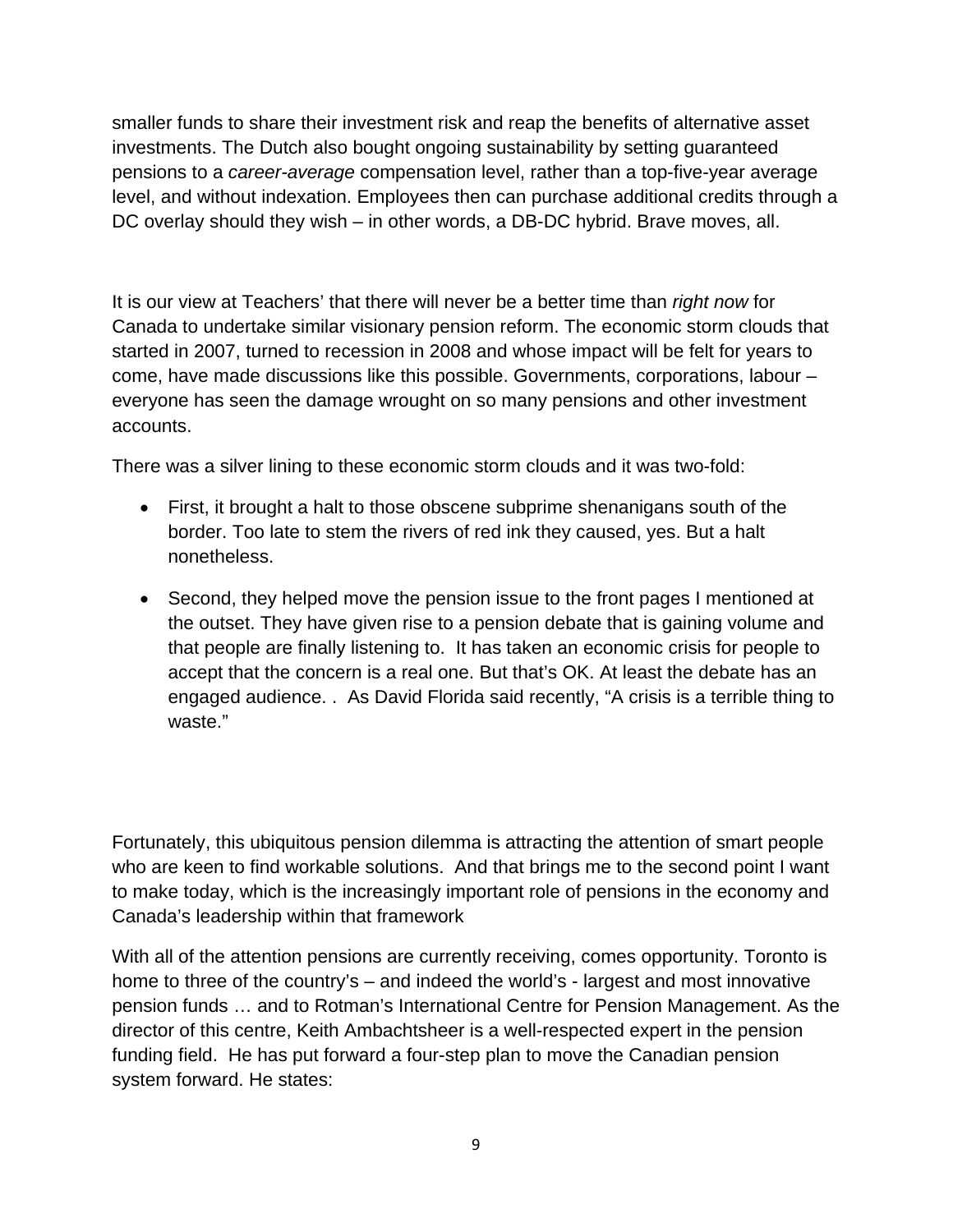smaller funds to share their investment risk and reap the benefits of alternative asset investments. The Dutch also bought ongoing sustainability by setting guaranteed pensions to a *career-average* compensation level, rather than a top-five-year average level, and without indexation. Employees then can purchase additional credits through a DC overlay should they wish – in other words, a DB-DC hybrid. Brave moves, all.

It is our view at Teachers' that there will never be a better time than *right now* for Canada to undertake similar visionary pension reform. The economic storm clouds that started in 2007, turned to recession in 2008 and whose impact will be felt for years to come, have made discussions like this possible. Governments, corporations, labour – everyone has seen the damage wrought on so many pensions and other investment accounts.

There was a silver lining to these economic storm clouds and it was two-fold:

- First, it brought a halt to those obscene subprime shenanigans south of the border. Too late to stem the rivers of red ink they caused, yes. But a halt nonetheless.
- Second, they helped move the pension issue to the front pages I mentioned at the outset. They have given rise to a pension debate that is gaining volume and that people are finally listening to. It has taken an economic crisis for people to accept that the concern is a real one. But that's OK. At least the debate has an engaged audience. . As David Florida said recently, "A crisis is a terrible thing to waste."

Fortunately, this ubiquitous pension dilemma is attracting the attention of smart people who are keen to find workable solutions. And that brings me to the second point I want to make today, which is the increasingly important role of pensions in the economy and Canada's leadership within that framework

With all of the attention pensions are currently receiving, comes opportunity. Toronto is home to three of the country's – and indeed the world's - largest and most innovative pension funds … and to Rotman's International Centre for Pension Management. As the director of this centre, Keith Ambachtsheer is a well-respected expert in the pension funding field. He has put forward a four-step plan to move the Canadian pension system forward. He states: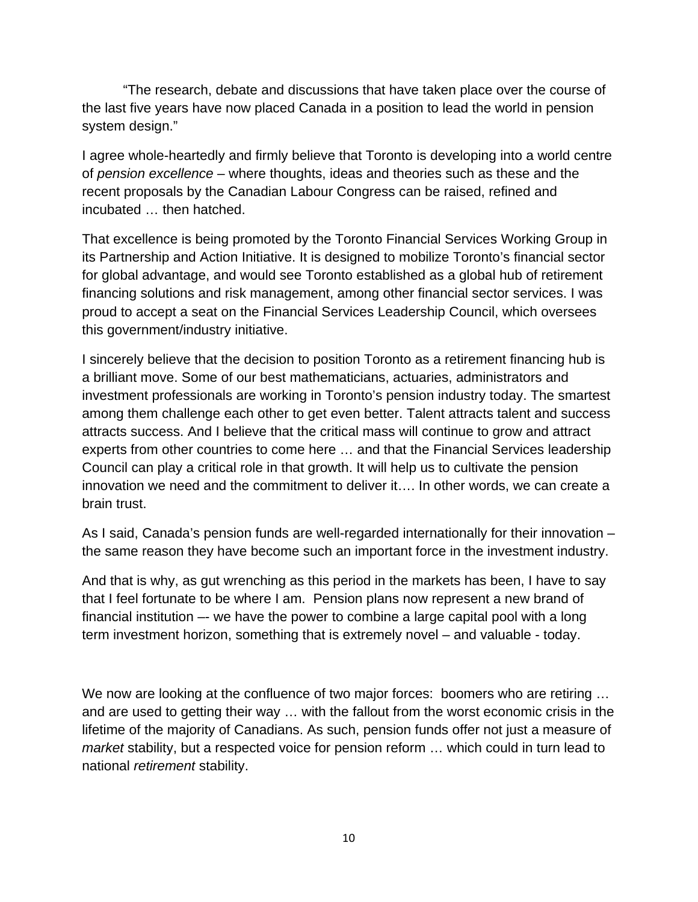"The research, debate and discussions that have taken place over the course of the last five years have now placed Canada in a position to lead the world in pension system design."

I agree whole-heartedly and firmly believe that Toronto is developing into a world centre of *pension excellence* – where thoughts, ideas and theories such as these and the recent proposals by the Canadian Labour Congress can be raised, refined and incubated … then hatched.

That excellence is being promoted by the Toronto Financial Services Working Group in its Partnership and Action Initiative. It is designed to mobilize Toronto's financial sector for global advantage, and would see Toronto established as a global hub of retirement financing solutions and risk management, among other financial sector services. I was proud to accept a seat on the Financial Services Leadership Council, which oversees this government/industry initiative.

I sincerely believe that the decision to position Toronto as a retirement financing hub is a brilliant move. Some of our best mathematicians, actuaries, administrators and investment professionals are working in Toronto's pension industry today. The smartest among them challenge each other to get even better. Talent attracts talent and success attracts success. And I believe that the critical mass will continue to grow and attract experts from other countries to come here … and that the Financial Services leadership Council can play a critical role in that growth. It will help us to cultivate the pension innovation we need and the commitment to deliver it…. In other words, we can create a brain trust.

As I said, Canada's pension funds are well-regarded internationally for their innovation – the same reason they have become such an important force in the investment industry.

And that is why, as gut wrenching as this period in the markets has been, I have to say that I feel fortunate to be where I am. Pension plans now represent a new brand of financial institution –- we have the power to combine a large capital pool with a long term investment horizon, something that is extremely novel – and valuable - today.

We now are looking at the confluence of two major forces: boomers who are retiring … and are used to getting their way … with the fallout from the worst economic crisis in the lifetime of the majority of Canadians. As such, pension funds offer not just a measure of *market* stability, but a respected voice for pension reform … which could in turn lead to national *retirement* stability.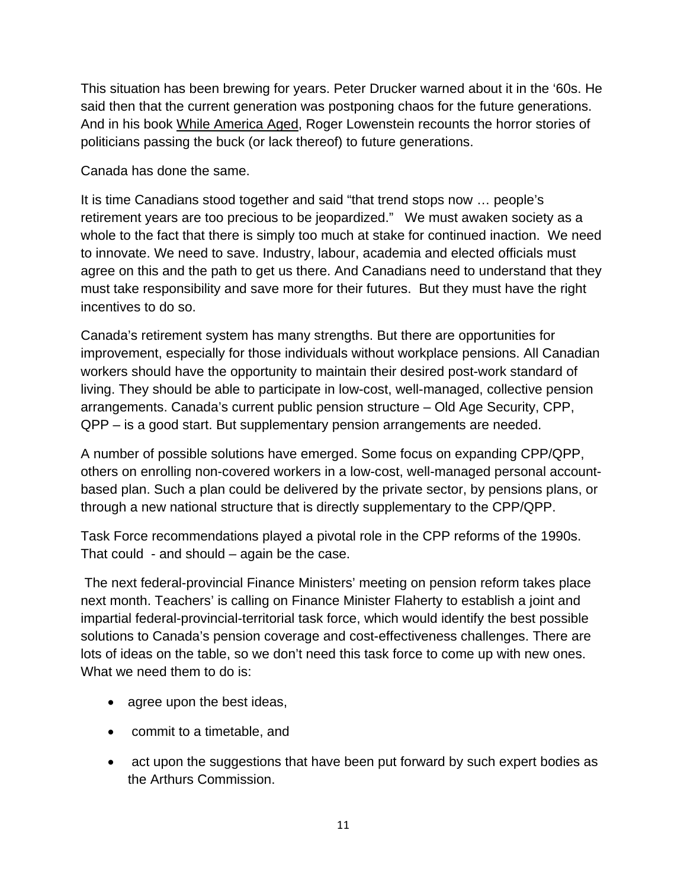This situation has been brewing for years. Peter Drucker warned about it in the '60s. He said then that the current generation was postponing chaos for the future generations. And in his book While America Aged, Roger Lowenstein recounts the horror stories of politicians passing the buck (or lack thereof) to future generations.

Canada has done the same.

It is time Canadians stood together and said "that trend stops now … people's retirement years are too precious to be jeopardized." We must awaken society as a whole to the fact that there is simply too much at stake for continued inaction. We need to innovate. We need to save. Industry, labour, academia and elected officials must agree on this and the path to get us there. And Canadians need to understand that they must take responsibility and save more for their futures. But they must have the right incentives to do so.

Canada's retirement system has many strengths. But there are opportunities for improvement, especially for those individuals without workplace pensions. All Canadian workers should have the opportunity to maintain their desired post-work standard of living. They should be able to participate in low-cost, well-managed, collective pension arrangements. Canada's current public pension structure – Old Age Security, CPP, QPP – is a good start. But supplementary pension arrangements are needed.

A number of possible solutions have emerged. Some focus on expanding CPP/QPP, others on enrolling non-covered workers in a low-cost, well-managed personal account-based plan. Such a plan could be delivered by the private sector, by pensions plans, or through a new national structure that is directly supplementary to the CPP/QPP.

Task Force recommendations played a pivotal role in the CPP reforms of the 1990s. That could - and should – again be the case.

The next federal-provincial Finance Ministers' meeting on pension reform takes place next month. Teachers' is calling on Finance Minister Flaherty to establish a joint and impartial federal-provincial-territorial task force, which would identify the best possible solutions to Canada's pension coverage and cost-effectiveness challenges. There are lots of ideas on the table, so we don't need this task force to come up with new ones. What we need them to do is:

- agree upon the best ideas,
- commit to a timetable, and
- act upon the suggestions that have been put forward by such expert bodies as the Arthurs Commission.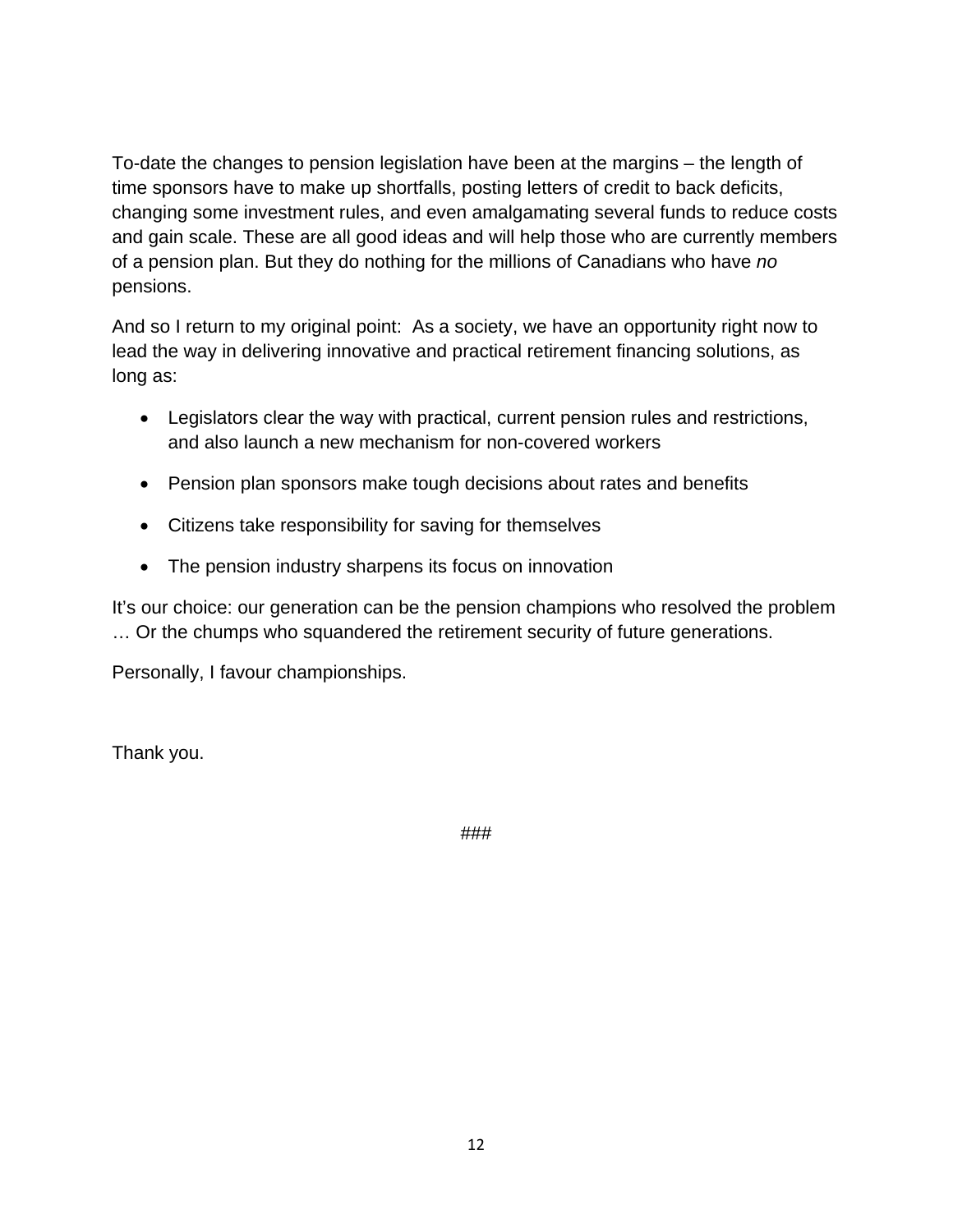To-date the changes to pension legislation have been at the margins – the length of time sponsors have to make up shortfalls, posting letters of credit to back deficits, changing some investment rules, and even amalgamating several funds to reduce costs and gain scale. These are all good ideas and will help those who are currently members of a pension plan. But they do nothing for the millions of Canadians who have *no* pensions.

And so I return to my original point: As a society, we have an opportunity right now to lead the way in delivering innovative and practical retirement financing solutions, as long as:

- Legislators clear the way with practical, current pension rules and restrictions, and also launch a new mechanism for non-covered workers
- Pension plan sponsors make tough decisions about rates and benefits
- Citizens take responsibility for saving for themselves
- The pension industry sharpens its focus on innovation

It's our choice: our generation can be the pension champions who resolved the problem … Or the chumps who squandered the retirement security of future generations.

Personally, I favour championships.

Thank you.

###